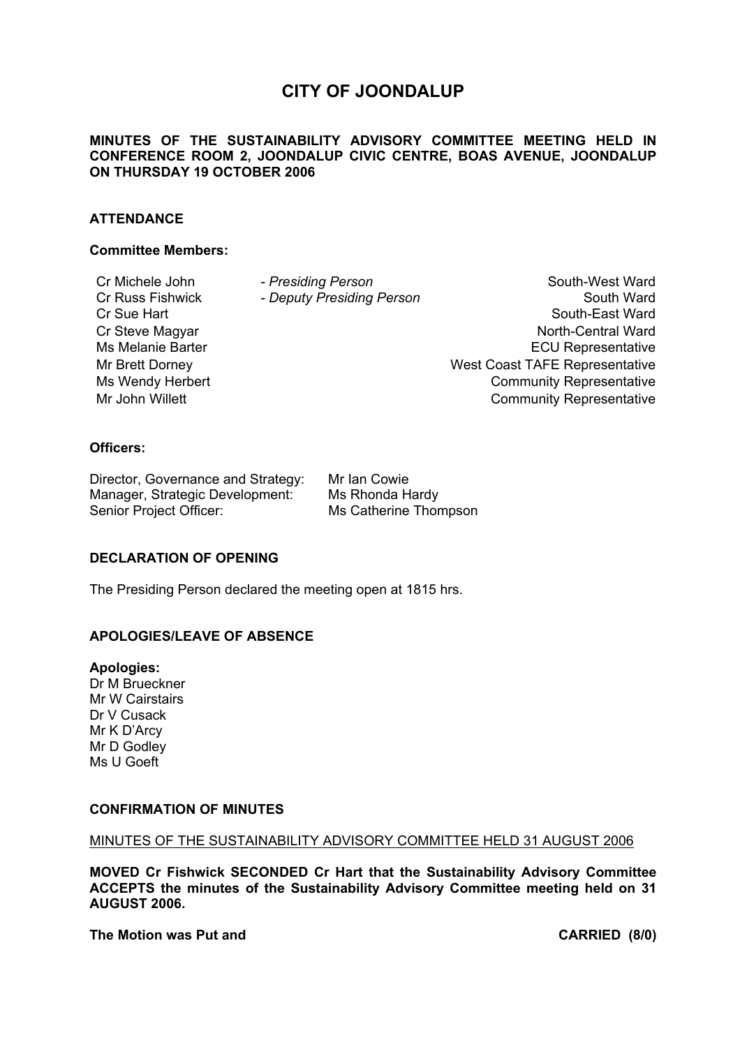# CITY OF JOONDALUP

**MINUTES OF THE SUSTAINABILITY ADVISORY COMMITTEE MEETING HELD IN CONFERENCE ROOM 2, JOONDALUP CIVIC CENTRE, BOAS AVENUE, JOONDALUP ON THURSDAY 19 OCTOBER 2006**

## ATTENDANCE

### Committee Members:

| | | |
|---|---|---|
| Cr Michele John | *- Presiding Person* | South-West Ward |
| Cr Russ Fishwick | *- Deputy Presiding Person* | South Ward |
| Cr Sue Hart | | South-East Ward |
| Cr Steve Magyar | | North-Central Ward |
| Ms Melanie Barter | | ECU Representative |
| Mr Brett Dorney | | West Coast TAFE Representative |
| Ms Wendy Herbert | | Community Representative |
| Mr John Willett | | Community Representative |

### Officers:

| | |
|---|---|
| Director, Governance and Strategy: | Mr Ian Cowie |
| Manager, Strategic Development: | Ms Rhonda Hardy |
| Senior Project Officer: | Ms Catherine Thompson |

## DECLARATION OF OPENING

The Presiding Person declared the meeting open at 1815 hrs.

## APOLOGIES/LEAVE OF ABSENCE

**Apologies:**
Dr M Brueckner
Mr W Cairstairs
Dr V Cusack
Mr K D'Arcy
Mr D Godley
Ms U Goeft

## CONFIRMATION OF MINUTES

MINUTES OF THE SUSTAINABILITY ADVISORY COMMITTEE HELD 31 AUGUST 2006

**MOVED Cr Fishwick SECONDED Cr Hart that the Sustainability Advisory Committee ACCEPTS the minutes of the Sustainability Advisory Committee meeting held on 31 AUGUST 2006.**

**The Motion was Put and CARRIED (8/0)**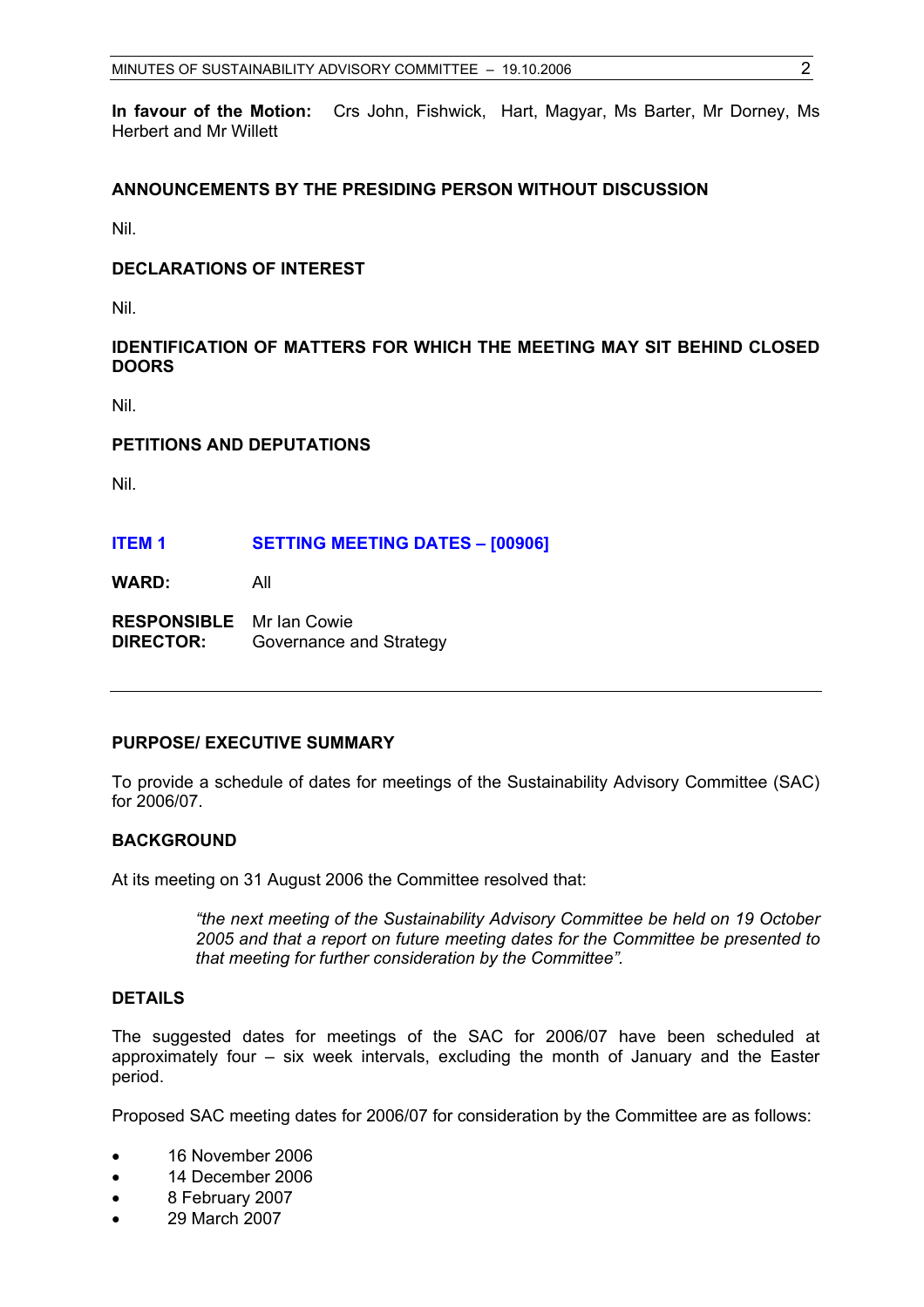**In favour of the Motion:** Crs John, Fishwick, Hart, Magyar, Ms Barter, Mr Dorney, Ms Herbert and Mr Willett

## ANNOUNCEMENTS BY THE PRESIDING PERSON WITHOUT DISCUSSION

Nil.

## DECLARATIONS OF INTEREST

Nil.

## IDENTIFICATION OF MATTERS FOR WHICH THE MEETING MAY SIT BEHIND CLOSED DOORS

Nil.

## PETITIONS AND DEPUTATIONS

Nil.

## ITEM 1 SETTING MEETING DATES – [00906]

**WARD:** All

**RESPONSIBLE DIRECTOR:** Mr Ian Cowie
Governance and Strategy

---

### PURPOSE/ EXECUTIVE SUMMARY

To provide a schedule of dates for meetings of the Sustainability Advisory Committee (SAC) for 2006/07.

### BACKGROUND

At its meeting on 31 August 2006 the Committee resolved that:

> *"the next meeting of the Sustainability Advisory Committee be held on 19 October 2005 and that a report on future meeting dates for the Committee be presented to that meeting for further consideration by the Committee".*

### DETAILS

The suggested dates for meetings of the SAC for 2006/07 have been scheduled at approximately four – six week intervals, excluding the month of January and the Easter period.

Proposed SAC meeting dates for 2006/07 for consideration by the Committee are as follows:

- 16 November 2006
- 14 December 2006
- 8 February 2007
- 29 March 2007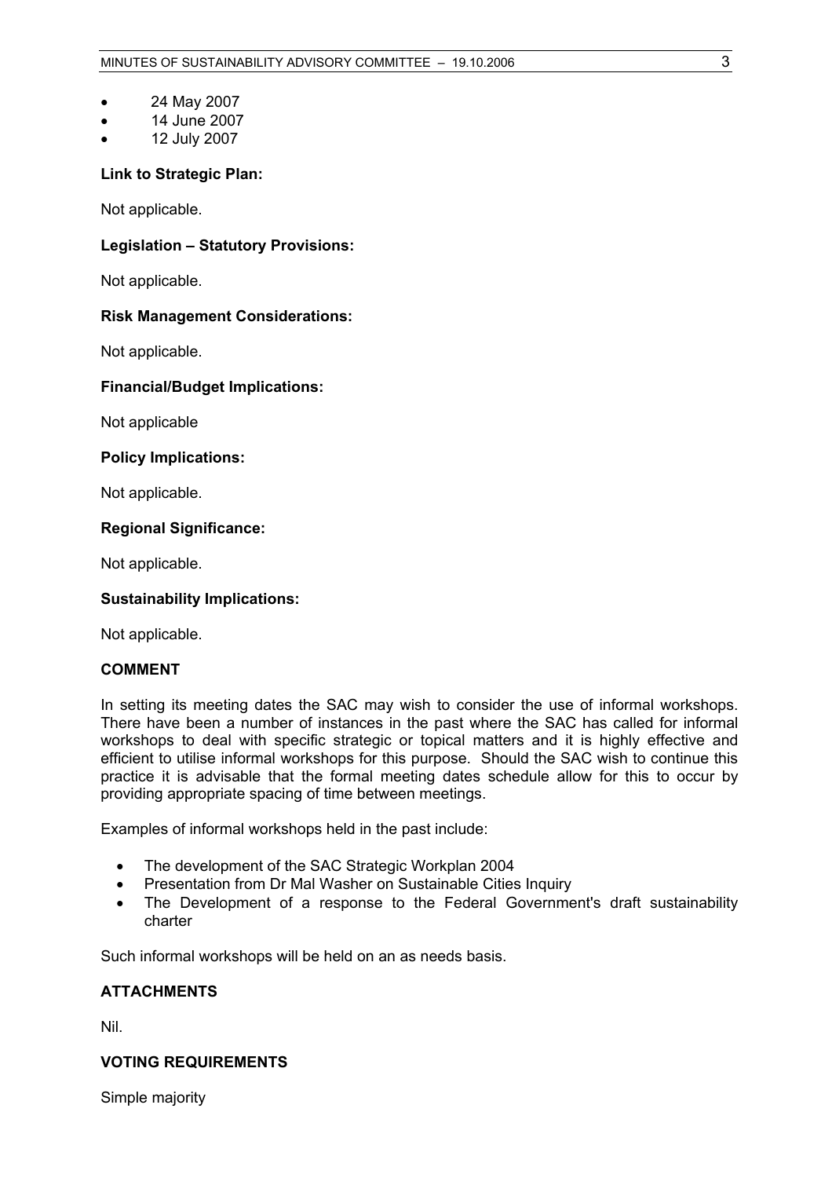- 24 May 2007
- 14 June 2007
- 12 July 2007

**Link to Strategic Plan:**

Not applicable.

**Legislation – Statutory Provisions:**

Not applicable.

**Risk Management Considerations:**

Not applicable.

**Financial/Budget Implications:**

Not applicable

**Policy Implications:**

Not applicable.

**Regional Significance:**

Not applicable.

**Sustainability Implications:**

Not applicable.

## COMMENT

In setting its meeting dates the SAC may wish to consider the use of informal workshops. There have been a number of instances in the past where the SAC has called for informal workshops to deal with specific strategic or topical matters and it is highly effective and efficient to utilise informal workshops for this purpose. Should the SAC wish to continue this practice it is advisable that the formal meeting dates schedule allow for this to occur by providing appropriate spacing of time between meetings.

Examples of informal workshops held in the past include:

- The development of the SAC Strategic Workplan 2004
- Presentation from Dr Mal Washer on Sustainable Cities Inquiry
- The Development of a response to the Federal Government's draft sustainability charter

Such informal workshops will be held on an as needs basis.

## ATTACHMENTS

Nil.

## VOTING REQUIREMENTS

Simple majority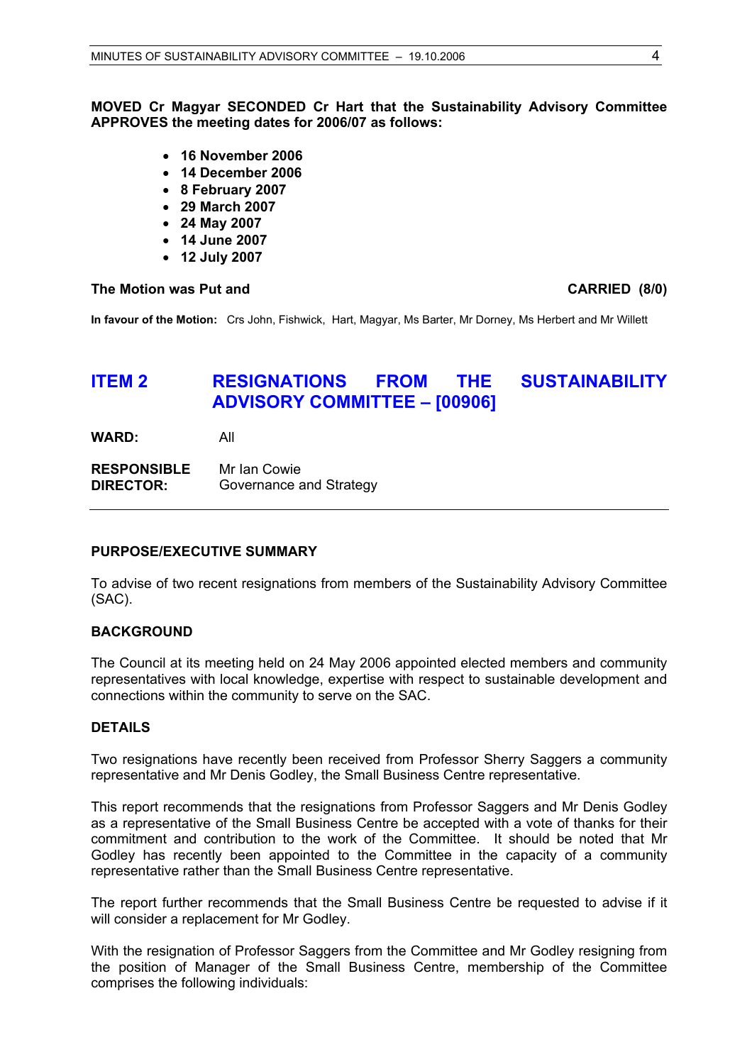**MOVED Cr Magyar SECONDED Cr Hart that the Sustainability Advisory Committee APPROVES the meeting dates for 2006/07 as follows:**

- **16 November 2006**
- **14 December 2006**
- **8 February 2007**
- **29 March 2007**
- **24 May 2007**
- **14 June 2007**
- **12 July 2007**

**The Motion was Put and** **CARRIED (8/0)**

**In favour of the Motion:** Crs John, Fishwick, Hart, Magyar, Ms Barter, Mr Dorney, Ms Herbert and Mr Willett

## ITEM 2 RESIGNATIONS FROM THE SUSTAINABILITY ADVISORY COMMITTEE – [00906]

**WARD:** All

**RESPONSIBLE DIRECTOR:** Mr Ian Cowie
Governance and Strategy

### PURPOSE/EXECUTIVE SUMMARY

To advise of two recent resignations from members of the Sustainability Advisory Committee (SAC).

### BACKGROUND

The Council at its meeting held on 24 May 2006 appointed elected members and community representatives with local knowledge, expertise with respect to sustainable development and connections within the community to serve on the SAC.

### DETAILS

Two resignations have recently been received from Professor Sherry Saggers a community representative and Mr Denis Godley, the Small Business Centre representative.

This report recommends that the resignations from Professor Saggers and Mr Denis Godley as a representative of the Small Business Centre be accepted with a vote of thanks for their commitment and contribution to the work of the Committee. It should be noted that Mr Godley has recently been appointed to the Committee in the capacity of a community representative rather than the Small Business Centre representative.

The report further recommends that the Small Business Centre be requested to advise if it will consider a replacement for Mr Godley.

With the resignation of Professor Saggers from the Committee and Mr Godley resigning from the position of Manager of the Small Business Centre, membership of the Committee comprises the following individuals: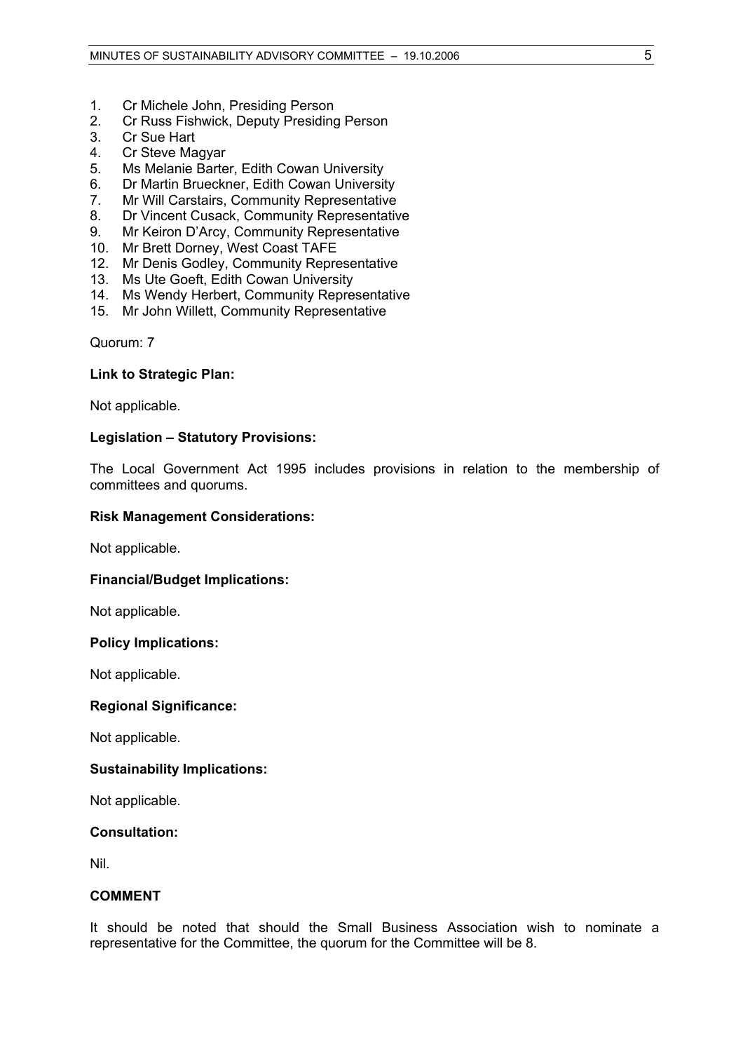1. Cr Michele John, Presiding Person
2. Cr Russ Fishwick, Deputy Presiding Person
3. Cr Sue Hart
4. Cr Steve Magyar
5. Ms Melanie Barter, Edith Cowan University
6. Dr Martin Brueckner, Edith Cowan University
7. Mr Will Carstairs, Community Representative
8. Dr Vincent Cusack, Community Representative
9. Mr Keiron D'Arcy, Community Representative
10. Mr Brett Dorney, West Coast TAFE
12. Mr Denis Godley, Community Representative
13. Ms Ute Goeft, Edith Cowan University
14. Ms Wendy Herbert, Community Representative
15. Mr John Willett, Community Representative

Quorum: 7

**Link to Strategic Plan:**

Not applicable.

**Legislation – Statutory Provisions:**

The Local Government Act 1995 includes provisions in relation to the membership of committees and quorums.

**Risk Management Considerations:**

Not applicable.

**Financial/Budget Implications:**

Not applicable.

**Policy Implications:**

Not applicable.

**Regional Significance:**

Not applicable.

**Sustainability Implications:**

Not applicable.

**Consultation:**

Nil.

**COMMENT**

It should be noted that should the Small Business Association wish to nominate a representative for the Committee, the quorum for the Committee will be 8.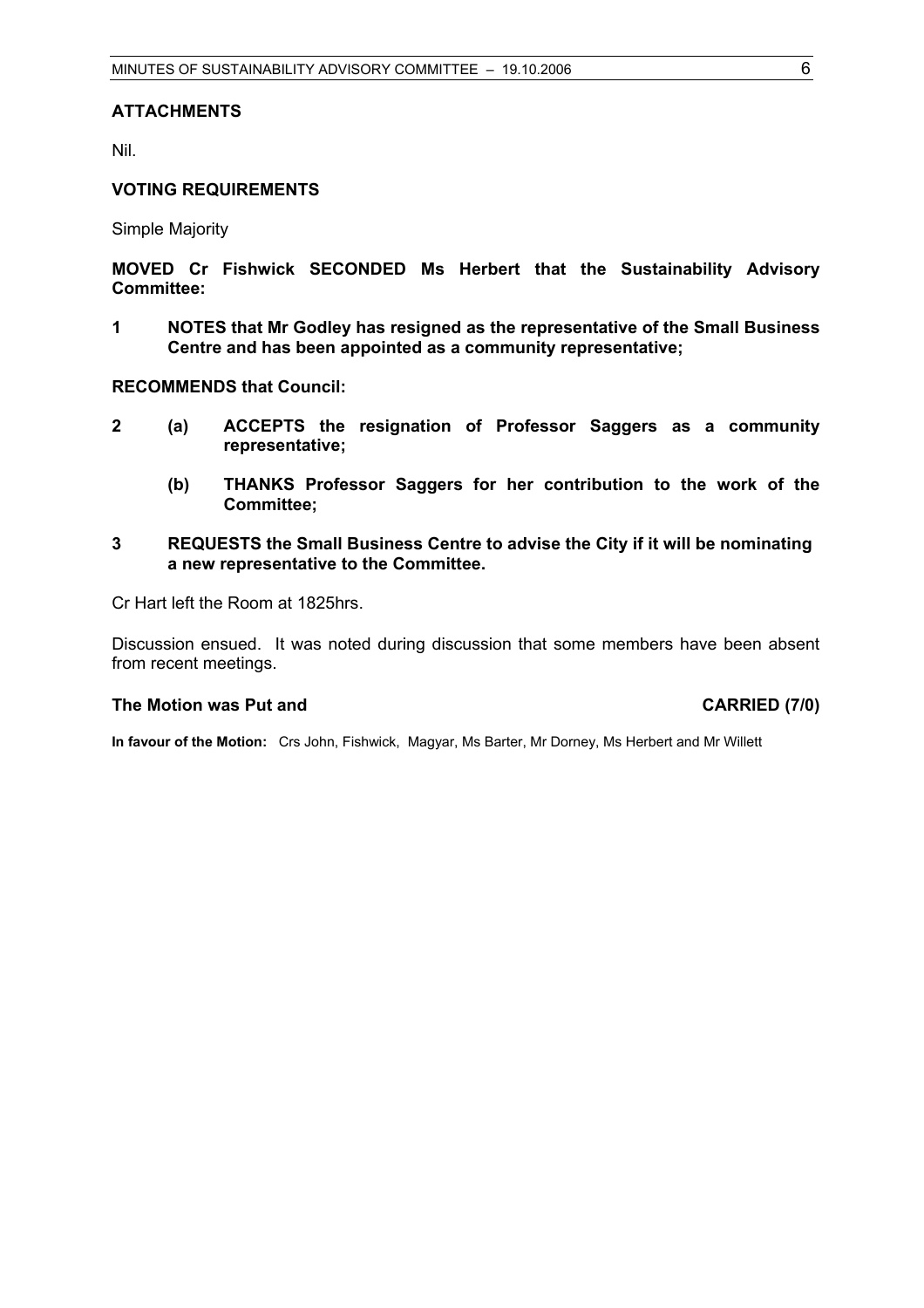## ATTACHMENTS

Nil.

## VOTING REQUIREMENTS

Simple Majority

**MOVED Cr Fishwick SECONDED Ms Herbert that the Sustainability Advisory Committee:**

**1 NOTES that Mr Godley has resigned as the representative of the Small Business Centre and has been appointed as a community representative;**

**RECOMMENDS that Council:**

**2 (a) ACCEPTS the resignation of Professor Saggers as a community representative;**

**(b) THANKS Professor Saggers for her contribution to the work of the Committee;**

**3 REQUESTS the Small Business Centre to advise the City if it will be nominating a new representative to the Committee.**

Cr Hart left the Room at 1825hrs.

Discussion ensued. It was noted during discussion that some members have been absent from recent meetings.

**The Motion was Put and CARRIED (7/0)**

**In favour of the Motion:** Crs John, Fishwick, Magyar, Ms Barter, Mr Dorney, Ms Herbert and Mr Willett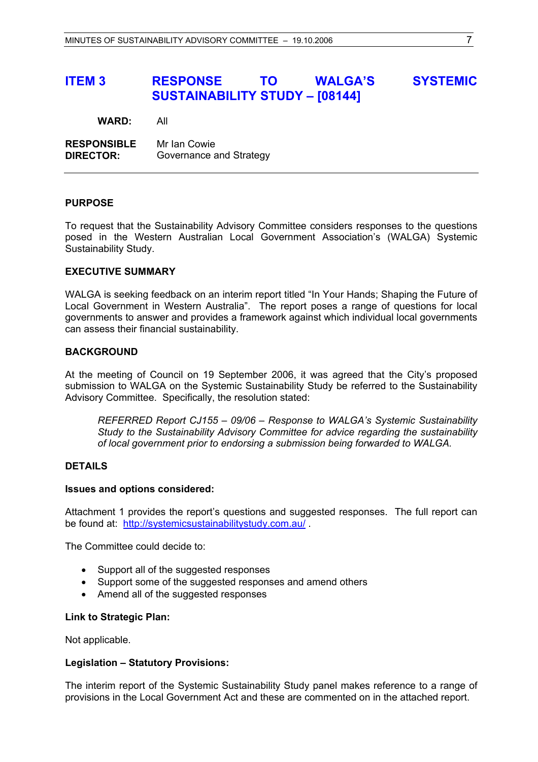# ITEM 3 RESPONSE TO WALGA'S SYSTEMIC SUSTAINABILITY STUDY – [08144]

**WARD:** All

**RESPONSIBLE DIRECTOR:** Mr Ian Cowie
Governance and Strategy

---

## PURPOSE

To request that the Sustainability Advisory Committee considers responses to the questions posed in the Western Australian Local Government Association's (WALGA) Systemic Sustainability Study.

## EXECUTIVE SUMMARY

WALGA is seeking feedback on an interim report titled "In Your Hands; Shaping the Future of Local Government in Western Australia". The report poses a range of questions for local governments to answer and provides a framework against which individual local governments can assess their financial sustainability.

## BACKGROUND

At the meeting of Council on 19 September 2006, it was agreed that the City's proposed submission to WALGA on the Systemic Sustainability Study be referred to the Sustainability Advisory Committee. Specifically, the resolution stated:

> *REFERRED Report CJ155 – 09/06 – Response to WALGA's Systemic Sustainability Study to the Sustainability Advisory Committee for advice regarding the sustainability of local government prior to endorsing a submission being forwarded to WALGA.*

## DETAILS

### Issues and options considered:

Attachment 1 provides the report's questions and suggested responses. The full report can be found at: http://systemicsustainabilitystudy.com.au/ .

The Committee could decide to:

- Support all of the suggested responses
- Support some of the suggested responses and amend others
- Amend all of the suggested responses

### Link to Strategic Plan:

Not applicable.

### Legislation – Statutory Provisions:

The interim report of the Systemic Sustainability Study panel makes reference to a range of provisions in the Local Government Act and these are commented on in the attached report.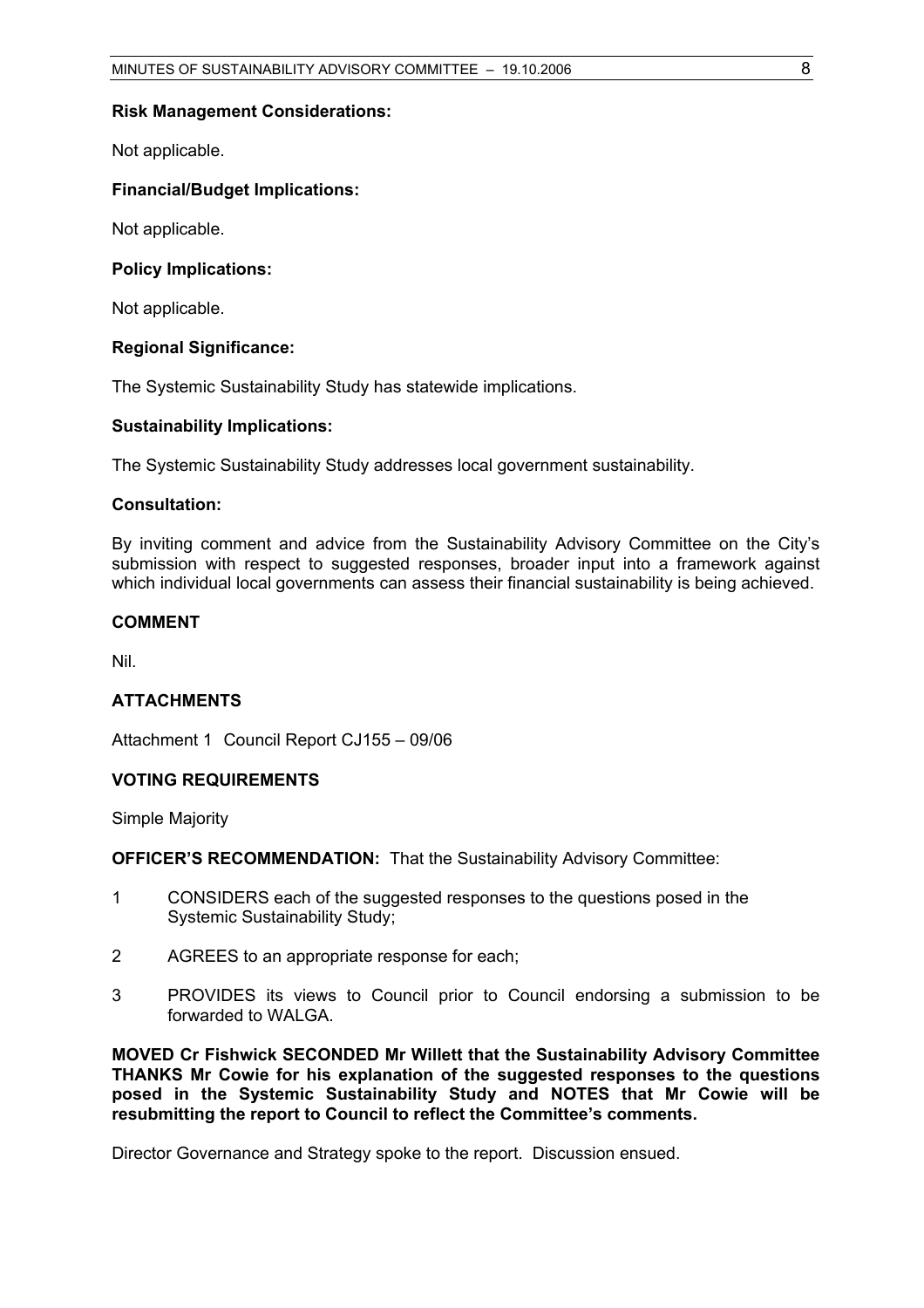**Risk Management Considerations:**

Not applicable.

**Financial/Budget Implications:**

Not applicable.

**Policy Implications:**

Not applicable.

**Regional Significance:**

The Systemic Sustainability Study has statewide implications.

**Sustainability Implications:**

The Systemic Sustainability Study addresses local government sustainability.

**Consultation:**

By inviting comment and advice from the Sustainability Advisory Committee on the City's submission with respect to suggested responses, broader input into a framework against which individual local governments can assess their financial sustainability is being achieved.

**COMMENT**

Nil.

**ATTACHMENTS**

Attachment 1 Council Report CJ155 – 09/06

**VOTING REQUIREMENTS**

Simple Majority

**OFFICER'S RECOMMENDATION:** That the Sustainability Advisory Committee:

1 CONSIDERS each of the suggested responses to the questions posed in the Systemic Sustainability Study;

2 AGREES to an appropriate response for each;

3 PROVIDES its views to Council prior to Council endorsing a submission to be forwarded to WALGA.

**MOVED Cr Fishwick SECONDED Mr Willett that the Sustainability Advisory Committee THANKS Mr Cowie for his explanation of the suggested responses to the questions posed in the Systemic Sustainability Study and NOTES that Mr Cowie will be resubmitting the report to Council to reflect the Committee's comments.**

Director Governance and Strategy spoke to the report. Discussion ensued.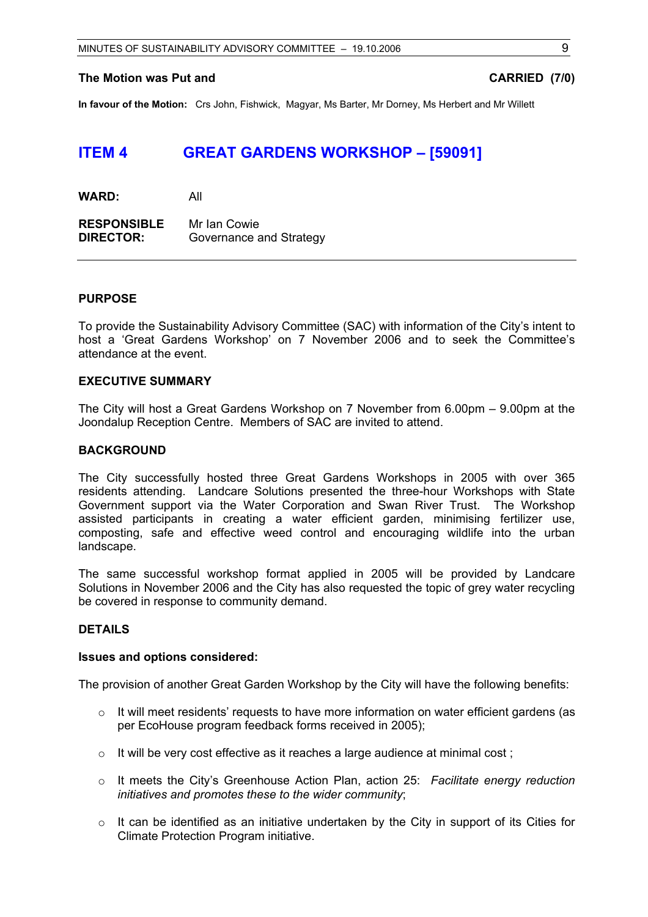**The Motion was Put and** **CARRIED (7/0)**

**In favour of the Motion:** Crs John, Fishwick, Magyar, Ms Barter, Mr Dorney, Ms Herbert and Mr Willett

## ITEM 4 GREAT GARDENS WORKSHOP – [59091]

**WARD:** All

**RESPONSIBLE DIRECTOR:** Mr Ian Cowie
Governance and Strategy

---

**PURPOSE**

To provide the Sustainability Advisory Committee (SAC) with information of the City's intent to host a 'Great Gardens Workshop' on 7 November 2006 and to seek the Committee's attendance at the event.

**EXECUTIVE SUMMARY**

The City will host a Great Gardens Workshop on 7 November from 6.00pm – 9.00pm at the Joondalup Reception Centre. Members of SAC are invited to attend.

**BACKGROUND**

The City successfully hosted three Great Gardens Workshops in 2005 with over 365 residents attending. Landcare Solutions presented the three-hour Workshops with State Government support via the Water Corporation and Swan River Trust. The Workshop assisted participants in creating a water efficient garden, minimising fertilizer use, composting, safe and effective weed control and encouraging wildlife into the urban landscape.

The same successful workshop format applied in 2005 will be provided by Landcare Solutions in November 2006 and the City has also requested the topic of grey water recycling be covered in response to community demand.

**DETAILS**

**Issues and options considered:**

The provision of another Great Garden Workshop by the City will have the following benefits:

- It will meet residents' requests to have more information on water efficient gardens (as per EcoHouse program feedback forms received in 2005);
- It will be very cost effective as it reaches a large audience at minimal cost ;
- It meets the City's Greenhouse Action Plan, action 25: *Facilitate energy reduction initiatives and promotes these to the wider community*;
- It can be identified as an initiative undertaken by the City in support of its Cities for Climate Protection Program initiative.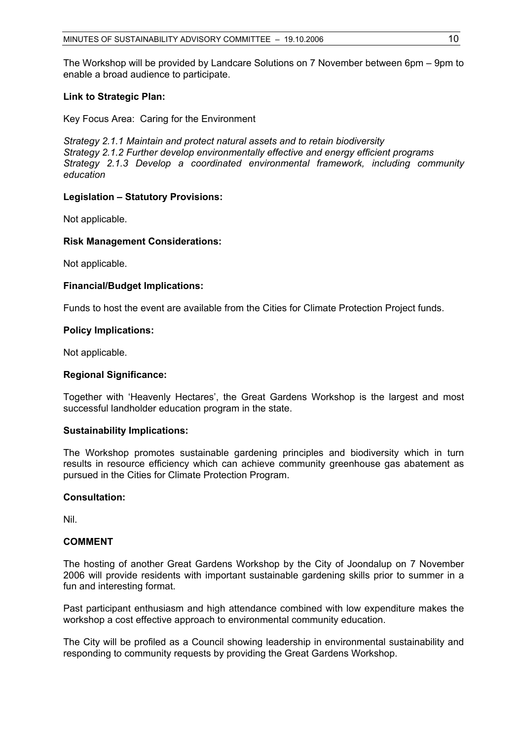The Workshop will be provided by Landcare Solutions on 7 November between 6pm – 9pm to enable a broad audience to participate.

**Link to Strategic Plan:**

Key Focus Area: Caring for the Environment

*Strategy 2.1.1 Maintain and protect natural assets and to retain biodiversity*
*Strategy 2.1.2 Further develop environmentally effective and energy efficient programs*
*Strategy 2.1.3 Develop a coordinated environmental framework, including community education*

**Legislation – Statutory Provisions:**

Not applicable.

**Risk Management Considerations:**

Not applicable.

**Financial/Budget Implications:**

Funds to host the event are available from the Cities for Climate Protection Project funds.

**Policy Implications:**

Not applicable.

**Regional Significance:**

Together with 'Heavenly Hectares', the Great Gardens Workshop is the largest and most successful landholder education program in the state.

**Sustainability Implications:**

The Workshop promotes sustainable gardening principles and biodiversity which in turn results in resource efficiency which can achieve community greenhouse gas abatement as pursued in the Cities for Climate Protection Program.

**Consultation:**

Nil.

**COMMENT**

The hosting of another Great Gardens Workshop by the City of Joondalup on 7 November 2006 will provide residents with important sustainable gardening skills prior to summer in a fun and interesting format.

Past participant enthusiasm and high attendance combined with low expenditure makes the workshop a cost effective approach to environmental community education.

The City will be profiled as a Council showing leadership in environmental sustainability and responding to community requests by providing the Great Gardens Workshop.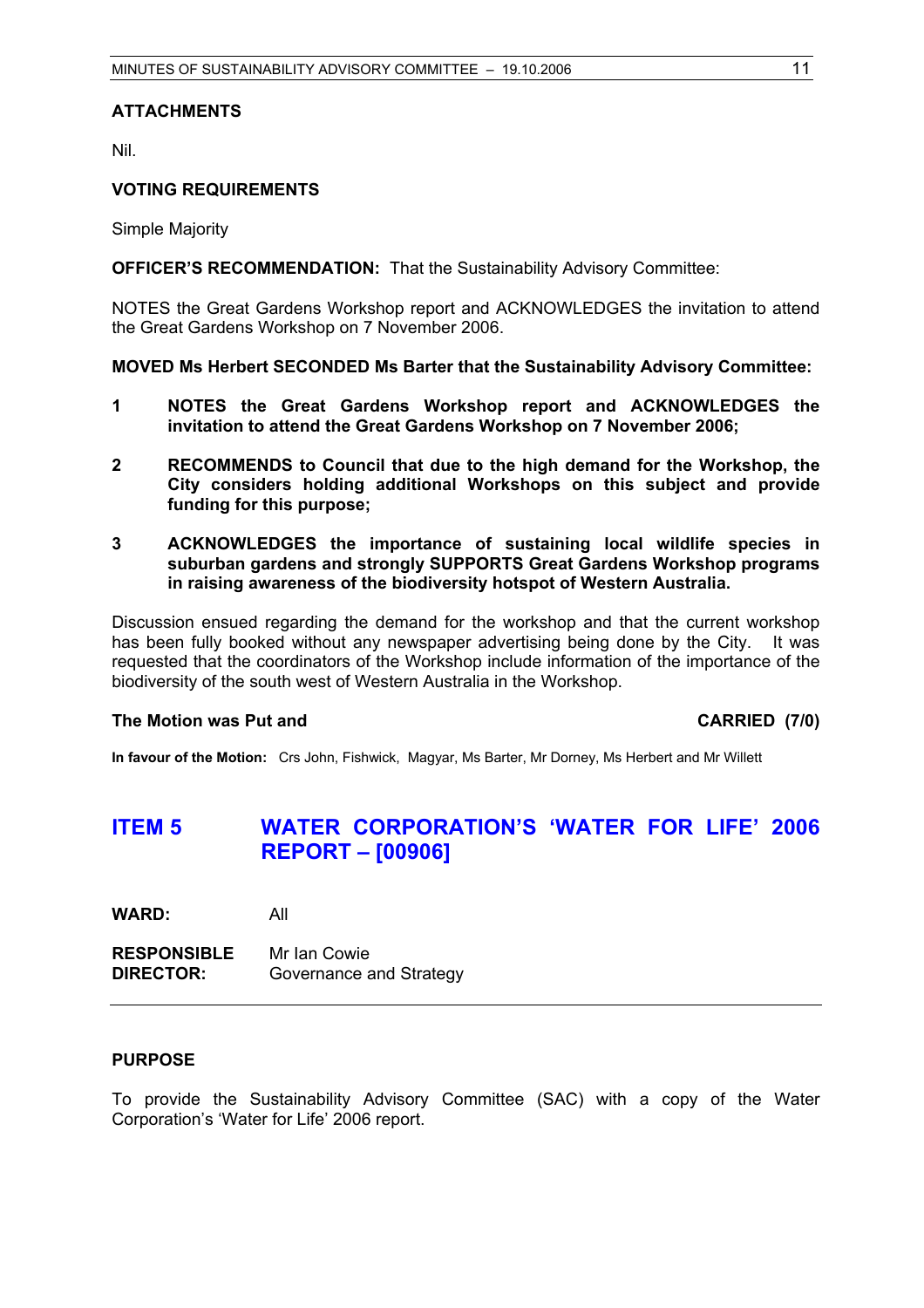**ATTACHMENTS**

Nil.

**VOTING REQUIREMENTS**

Simple Majority

**OFFICER'S RECOMMENDATION:** That the Sustainability Advisory Committee:

NOTES the Great Gardens Workshop report and ACKNOWLEDGES the invitation to attend the Great Gardens Workshop on 7 November 2006.

**MOVED Ms Herbert SECONDED Ms Barter that the Sustainability Advisory Committee:**

**1 NOTES the Great Gardens Workshop report and ACKNOWLEDGES the invitation to attend the Great Gardens Workshop on 7 November 2006;**

**2 RECOMMENDS to Council that due to the high demand for the Workshop, the City considers holding additional Workshops on this subject and provide funding for this purpose;**

**3 ACKNOWLEDGES the importance of sustaining local wildlife species in suburban gardens and strongly SUPPORTS Great Gardens Workshop programs in raising awareness of the biodiversity hotspot of Western Australia.**

Discussion ensued regarding the demand for the workshop and that the current workshop has been fully booked without any newspaper advertising being done by the City. It was requested that the coordinators of the Workshop include information of the importance of the biodiversity of the south west of Western Australia in the Workshop.

**The Motion was Put and CARRIED (7/0)**

**In favour of the Motion:** Crs John, Fishwick, Magyar, Ms Barter, Mr Dorney, Ms Herbert and Mr Willett

## ITEM 5 WATER CORPORATION'S 'WATER FOR LIFE' 2006 REPORT – [00906]

**WARD:** All

**RESPONSIBLE DIRECTOR:** Mr Ian Cowie
Governance and Strategy

**PURPOSE**

To provide the Sustainability Advisory Committee (SAC) with a copy of the Water Corporation's 'Water for Life' 2006 report.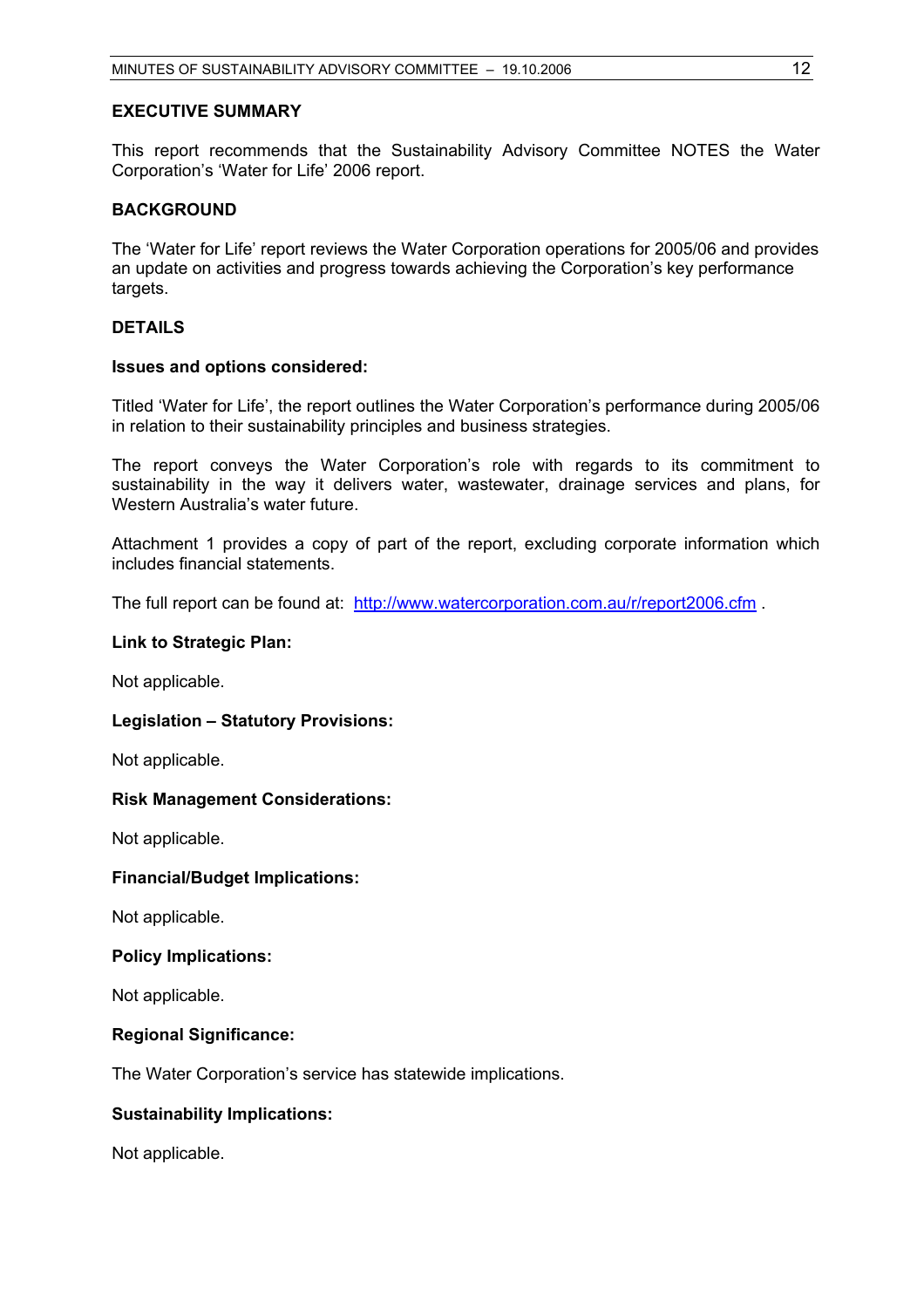## EXECUTIVE SUMMARY

This report recommends that the Sustainability Advisory Committee NOTES the Water Corporation's 'Water for Life' 2006 report.

## BACKGROUND

The 'Water for Life' report reviews the Water Corporation operations for 2005/06 and provides an update on activities and progress towards achieving the Corporation's key performance targets.

## DETAILS

### Issues and options considered:

Titled 'Water for Life', the report outlines the Water Corporation's performance during 2005/06 in relation to their sustainability principles and business strategies.

The report conveys the Water Corporation's role with regards to its commitment to sustainability in the way it delivers water, wastewater, drainage services and plans, for Western Australia's water future.

Attachment 1 provides a copy of part of the report, excluding corporate information which includes financial statements.

The full report can be found at: http://www.watercorporation.com.au/r/report2006.cfm .

### Link to Strategic Plan:

Not applicable.

### Legislation – Statutory Provisions:

Not applicable.

### Risk Management Considerations:

Not applicable.

### Financial/Budget Implications:

Not applicable.

### Policy Implications:

Not applicable.

### Regional Significance:

The Water Corporation's service has statewide implications.

### Sustainability Implications:

Not applicable.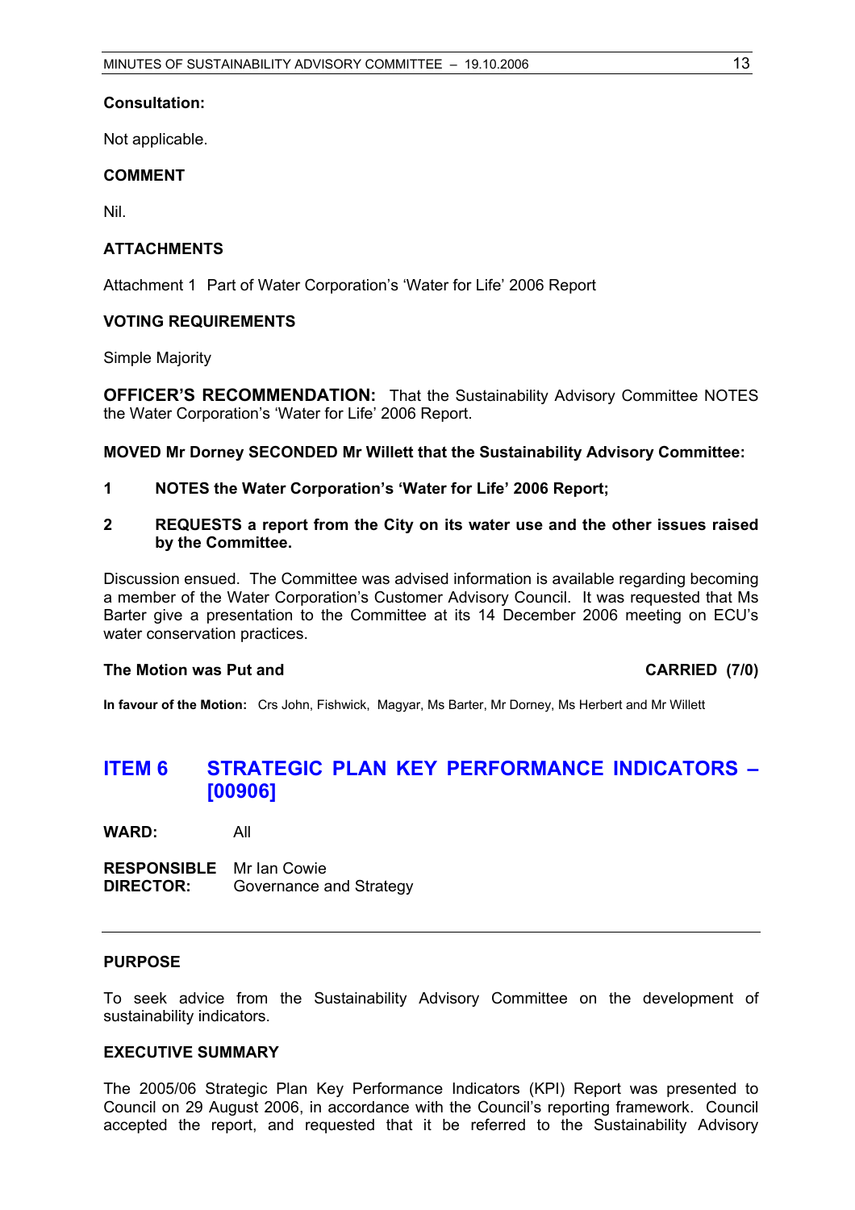**Consultation:**

Not applicable.

**COMMENT**

Nil.

**ATTACHMENTS**

Attachment 1 Part of Water Corporation's 'Water for Life' 2006 Report

**VOTING REQUIREMENTS**

Simple Majority

**OFFICER'S RECOMMENDATION:** That the Sustainability Advisory Committee NOTES the Water Corporation's 'Water for Life' 2006 Report.

**MOVED Mr Dorney SECONDED Mr Willett that the Sustainability Advisory Committee:**

1. **NOTES the Water Corporation's 'Water for Life' 2006 Report;**
2. **REQUESTS a report from the City on its water use and the other issues raised by the Committee.**

Discussion ensued. The Committee was advised information is available regarding becoming a member of the Water Corporation's Customer Advisory Council. It was requested that Ms Barter give a presentation to the Committee at its 14 December 2006 meeting on ECU's water conservation practices.

**The Motion was Put and** **CARRIED (7/0)**

**In favour of the Motion:** Crs John, Fishwick, Magyar, Ms Barter, Mr Dorney, Ms Herbert and Mr Willett

## ITEM 6 STRATEGIC PLAN KEY PERFORMANCE INDICATORS – [00906]

**WARD:** All

**RESPONSIBLE DIRECTOR:** Mr Ian Cowie
Governance and Strategy

---

**PURPOSE**

To seek advice from the Sustainability Advisory Committee on the development of sustainability indicators.

**EXECUTIVE SUMMARY**

The 2005/06 Strategic Plan Key Performance Indicators (KPI) Report was presented to Council on 29 August 2006, in accordance with the Council's reporting framework. Council accepted the report, and requested that it be referred to the Sustainability Advisory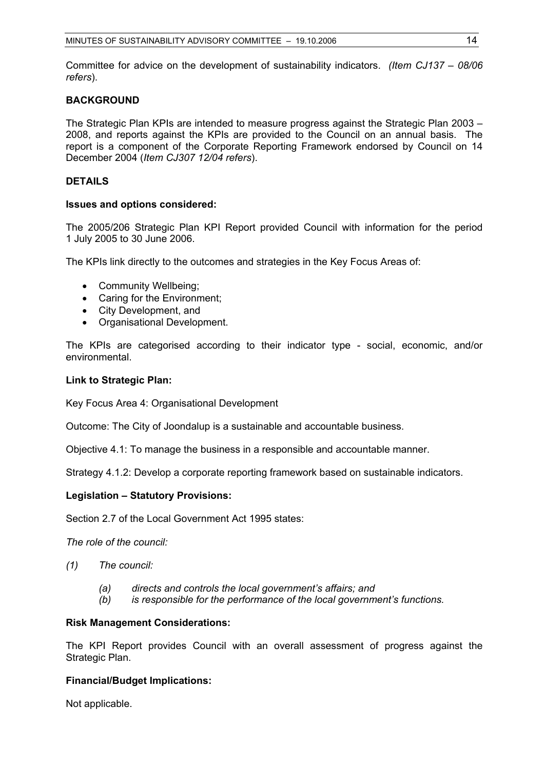Committee for advice on the development of sustainability indicators. *(Item CJ137 – 08/06 refers*).

**BACKGROUND**

The Strategic Plan KPIs are intended to measure progress against the Strategic Plan 2003 – 2008, and reports against the KPIs are provided to the Council on an annual basis. The report is a component of the Corporate Reporting Framework endorsed by Council on 14 December 2004 (*Item CJ307 12/04 refers*).

**DETAILS**

**Issues and options considered:**

The 2005/206 Strategic Plan KPI Report provided Council with information for the period 1 July 2005 to 30 June 2006.

The KPIs link directly to the outcomes and strategies in the Key Focus Areas of:

- Community Wellbeing;
- Caring for the Environment;
- City Development, and
- Organisational Development.

The KPIs are categorised according to their indicator type - social, economic, and/or environmental.

**Link to Strategic Plan:**

Key Focus Area 4: Organisational Development

Outcome: The City of Joondalup is a sustainable and accountable business.

Objective 4.1: To manage the business in a responsible and accountable manner.

Strategy 4.1.2: Develop a corporate reporting framework based on sustainable indicators.

**Legislation – Statutory Provisions:**

Section 2.7 of the Local Government Act 1995 states:

*The role of the council:*

*(1) The council:*

*(a) directs and controls the local government's affairs; and*
*(b) is responsible for the performance of the local government's functions.*

**Risk Management Considerations:**

The KPI Report provides Council with an overall assessment of progress against the Strategic Plan.

**Financial/Budget Implications:**

Not applicable.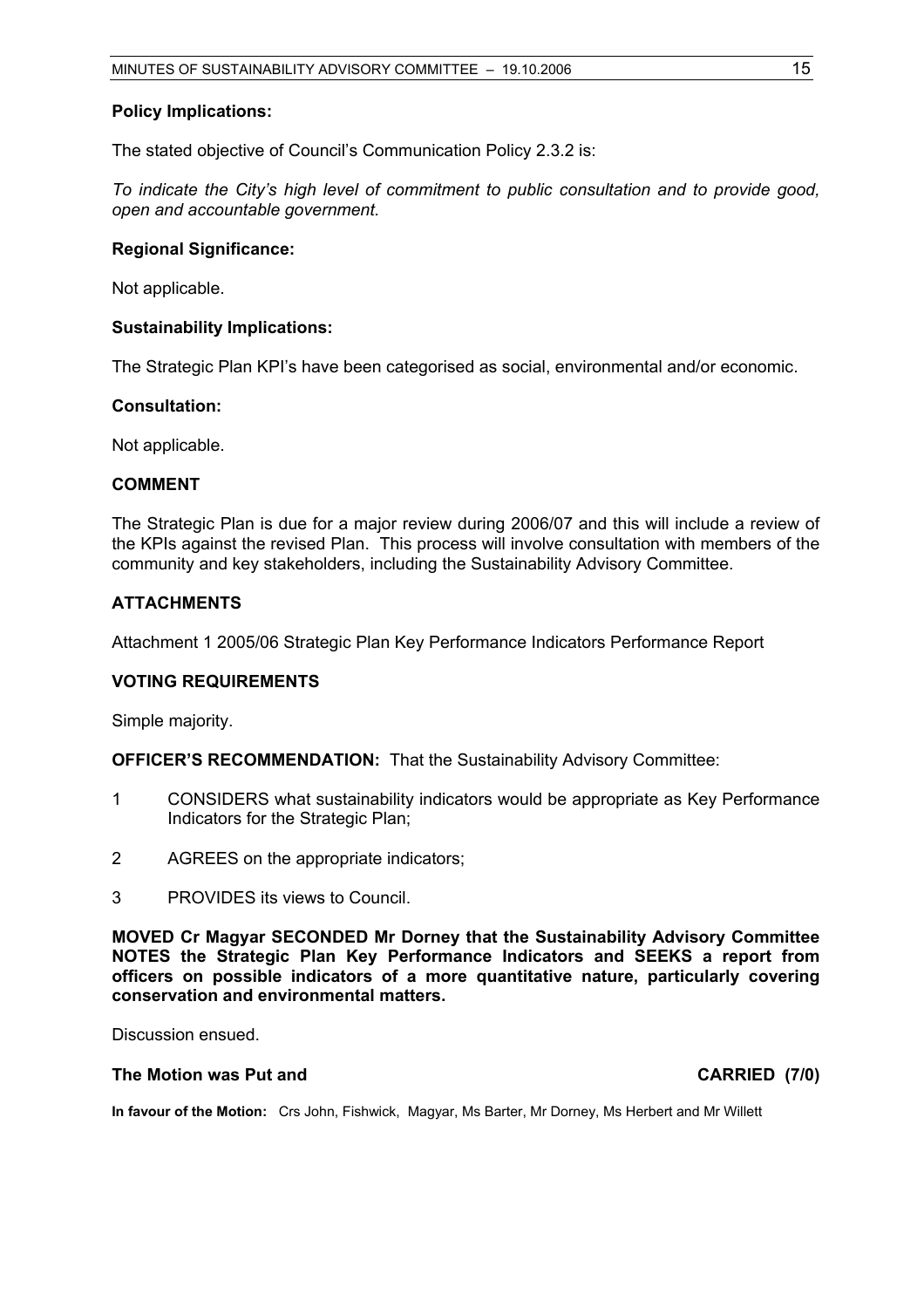**Policy Implications:**

The stated objective of Council's Communication Policy 2.3.2 is:

*To indicate the City's high level of commitment to public consultation and to provide good, open and accountable government.*

**Regional Significance:**

Not applicable.

**Sustainability Implications:**

The Strategic Plan KPI's have been categorised as social, environmental and/or economic.

**Consultation:**

Not applicable.

**COMMENT**

The Strategic Plan is due for a major review during 2006/07 and this will include a review of the KPIs against the revised Plan. This process will involve consultation with members of the community and key stakeholders, including the Sustainability Advisory Committee.

**ATTACHMENTS**

Attachment 1 2005/06 Strategic Plan Key Performance Indicators Performance Report

**VOTING REQUIREMENTS**

Simple majority.

**OFFICER'S RECOMMENDATION:** That the Sustainability Advisory Committee:

1 CONSIDERS what sustainability indicators would be appropriate as Key Performance Indicators for the Strategic Plan;

2 AGREES on the appropriate indicators;

3 PROVIDES its views to Council.

**MOVED Cr Magyar SECONDED Mr Dorney that the Sustainability Advisory Committee NOTES the Strategic Plan Key Performance Indicators and SEEKS a report from officers on possible indicators of a more quantitative nature, particularly covering conservation and environmental matters.**

Discussion ensued.

**The Motion was Put and CARRIED (7/0)**

**In favour of the Motion:** Crs John, Fishwick, Magyar, Ms Barter, Mr Dorney, Ms Herbert and Mr Willett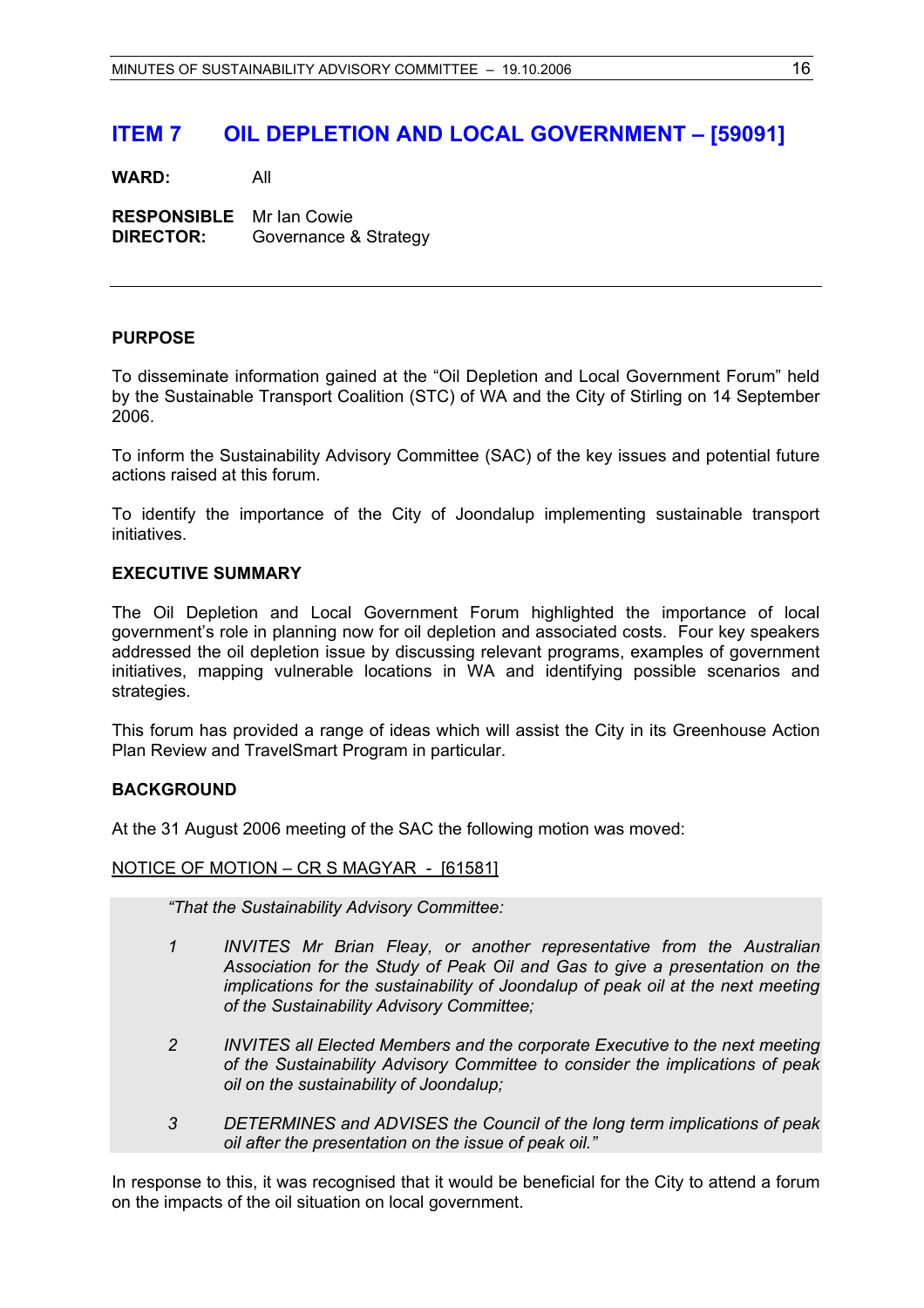# ITEM 7 OIL DEPLETION AND LOCAL GOVERNMENT – [59091]

**WARD:** All

**RESPONSIBLE DIRECTOR:** Mr Ian Cowie
Governance & Strategy

---

**PURPOSE**

To disseminate information gained at the "Oil Depletion and Local Government Forum" held by the Sustainable Transport Coalition (STC) of WA and the City of Stirling on 14 September 2006.

To inform the Sustainability Advisory Committee (SAC) of the key issues and potential future actions raised at this forum.

To identify the importance of the City of Joondalup implementing sustainable transport initiatives.

**EXECUTIVE SUMMARY**

The Oil Depletion and Local Government Forum highlighted the importance of local government's role in planning now for oil depletion and associated costs. Four key speakers addressed the oil depletion issue by discussing relevant programs, examples of government initiatives, mapping vulnerable locations in WA and identifying possible scenarios and strategies.

This forum has provided a range of ideas which will assist the City in its Greenhouse Action Plan Review and TravelSmart Program in particular.

**BACKGROUND**

At the 31 August 2006 meeting of the SAC the following motion was moved:

NOTICE OF MOTION – CR S MAGYAR - [61581]

*"That the Sustainability Advisory Committee:*

1. *INVITES Mr Brian Fleay, or another representative from the Australian Association for the Study of Peak Oil and Gas to give a presentation on the implications for the sustainability of Joondalup of peak oil at the next meeting of the Sustainability Advisory Committee;*
2. *INVITES all Elected Members and the corporate Executive to the next meeting of the Sustainability Advisory Committee to consider the implications of peak oil on the sustainability of Joondalup;*
3. *DETERMINES and ADVISES the Council of the long term implications of peak oil after the presentation on the issue of peak oil."*

In response to this, it was recognised that it would be beneficial for the City to attend a forum on the impacts of the oil situation on local government.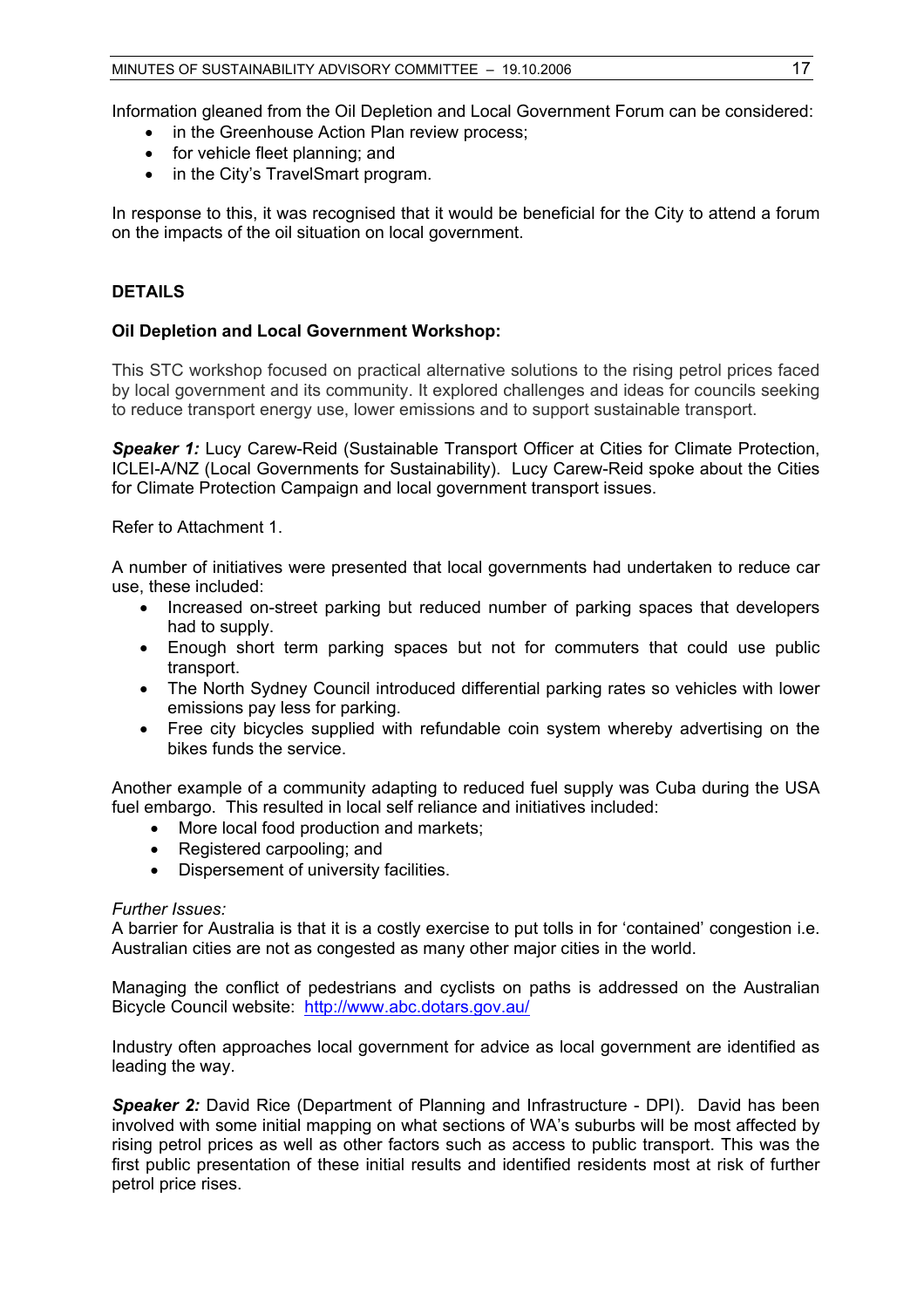Information gleaned from the Oil Depletion and Local Government Forum can be considered:

- in the Greenhouse Action Plan review process;
- for vehicle fleet planning; and
- in the City's TravelSmart program.

In response to this, it was recognised that it would be beneficial for the City to attend a forum on the impacts of the oil situation on local government.

## DETAILS

### Oil Depletion and Local Government Workshop:

This STC workshop focused on practical alternative solutions to the rising petrol prices faced by local government and its community. It explored challenges and ideas for councils seeking to reduce transport energy use, lower emissions and to support sustainable transport.

***Speaker 1:*** Lucy Carew-Reid (Sustainable Transport Officer at Cities for Climate Protection, ICLEI-A/NZ (Local Governments for Sustainability). Lucy Carew-Reid spoke about the Cities for Climate Protection Campaign and local government transport issues.

Refer to Attachment 1.

A number of initiatives were presented that local governments had undertaken to reduce car use, these included:

- Increased on-street parking but reduced number of parking spaces that developers had to supply.
- Enough short term parking spaces but not for commuters that could use public transport.
- The North Sydney Council introduced differential parking rates so vehicles with lower emissions pay less for parking.
- Free city bicycles supplied with refundable coin system whereby advertising on the bikes funds the service.

Another example of a community adapting to reduced fuel supply was Cuba during the USA fuel embargo. This resulted in local self reliance and initiatives included:

- More local food production and markets;
- Registered carpooling; and
- Dispersement of university facilities.

*Further Issues:*
A barrier for Australia is that it is a costly exercise to put tolls in for 'contained' congestion i.e. Australian cities are not as congested as many other major cities in the world.

Managing the conflict of pedestrians and cyclists on paths is addressed on the Australian Bicycle Council website: http://www.abc.dotars.gov.au/

Industry often approaches local government for advice as local government are identified as leading the way.

***Speaker 2:*** David Rice (Department of Planning and Infrastructure - DPI). David has been involved with some initial mapping on what sections of WA's suburbs will be most affected by rising petrol prices as well as other factors such as access to public transport. This was the first public presentation of these initial results and identified residents most at risk of further petrol price rises.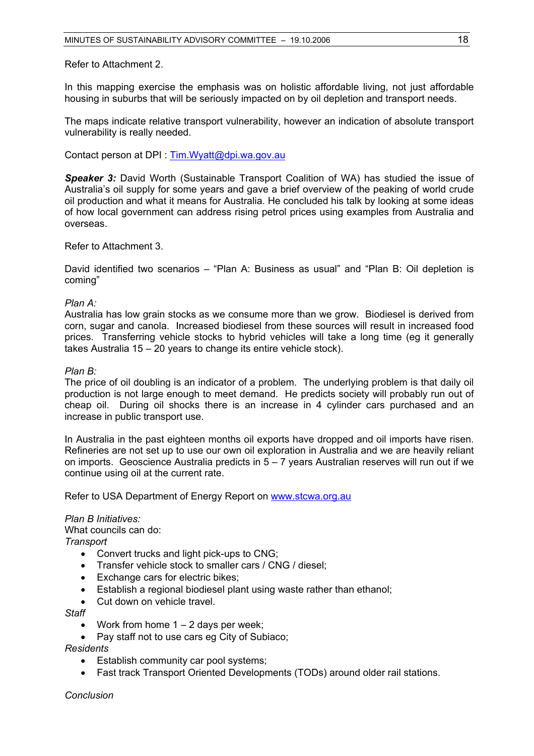Refer to Attachment 2.

In this mapping exercise the emphasis was on holistic affordable living, not just affordable housing in suburbs that will be seriously impacted on by oil depletion and transport needs.

The maps indicate relative transport vulnerability, however an indication of absolute transport vulnerability is really needed.

Contact person at DPI : Tim.Wyatt@dpi.wa.gov.au

***Speaker 3:*** David Worth (Sustainable Transport Coalition of WA) has studied the issue of Australia's oil supply for some years and gave a brief overview of the peaking of world crude oil production and what it means for Australia. He concluded his talk by looking at some ideas of how local government can address rising petrol prices using examples from Australia and overseas.

Refer to Attachment 3.

David identified two scenarios – "Plan A: Business as usual" and "Plan B: Oil depletion is coming"

*Plan A:*
Australia has low grain stocks as we consume more than we grow. Biodiesel is derived from corn, sugar and canola. Increased biodiesel from these sources will result in increased food prices. Transferring vehicle stocks to hybrid vehicles will take a long time (eg it generally takes Australia 15 – 20 years to change its entire vehicle stock).

*Plan B:*
The price of oil doubling is an indicator of a problem. The underlying problem is that daily oil production is not large enough to meet demand. He predicts society will probably run out of cheap oil. During oil shocks there is an increase in 4 cylinder cars purchased and an increase in public transport use.

In Australia in the past eighteen months oil exports have dropped and oil imports have risen. Refineries are not set up to use our own oil exploration in Australia and we are heavily reliant on imports. Geoscience Australia predicts in 5 – 7 years Australian reserves will run out if we continue using oil at the current rate.

Refer to USA Department of Energy Report on www.stcwa.org.au

*Plan B Initiatives:*
What councils can do:
*Transport*

- Convert trucks and light pick-ups to CNG;
- Transfer vehicle stock to smaller cars / CNG / diesel;
- Exchange cars for electric bikes;
- Establish a regional biodiesel plant using waste rather than ethanol;
- Cut down on vehicle travel.

*Staff*

- Work from home 1 – 2 days per week;
- Pay staff not to use cars eg City of Subiaco;

*Residents*

- Establish community car pool systems;
- Fast track Transport Oriented Developments (TODs) around older rail stations.

*Conclusion*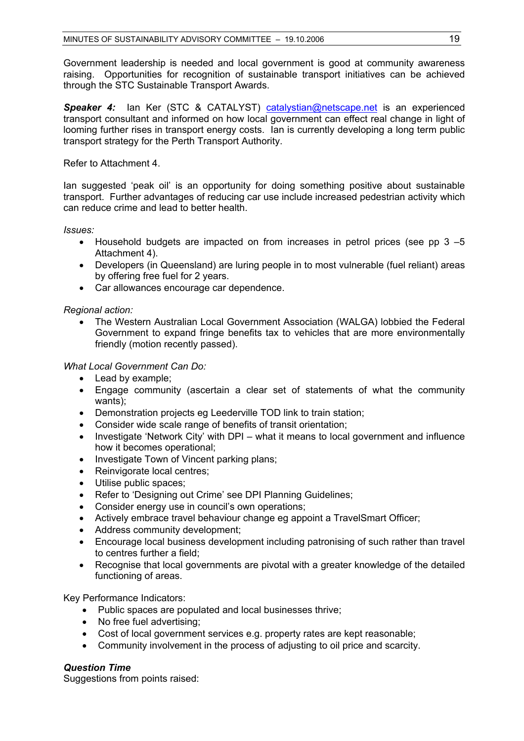Government leadership is needed and local government is good at community awareness raising. Opportunities for recognition of sustainable transport initiatives can be achieved through the STC Sustainable Transport Awards.

***Speaker 4:*** Ian Ker (STC & CATALYST) catalystian@netscape.net is an experienced transport consultant and informed on how local government can effect real change in light of looming further rises in transport energy costs. Ian is currently developing a long term public transport strategy for the Perth Transport Authority.

Refer to Attachment 4.

Ian suggested 'peak oil' is an opportunity for doing something positive about sustainable transport. Further advantages of reducing car use include increased pedestrian activity which can reduce crime and lead to better health.

*Issues:*

- Household budgets are impacted on from increases in petrol prices (see pp 3 –5 Attachment 4).
- Developers (in Queensland) are luring people in to most vulnerable (fuel reliant) areas by offering free fuel for 2 years.
- Car allowances encourage car dependence.

*Regional action:*

- The Western Australian Local Government Association (WALGA) lobbied the Federal Government to expand fringe benefits tax to vehicles that are more environmentally friendly (motion recently passed).

*What Local Government Can Do:*

- Lead by example;
- Engage community (ascertain a clear set of statements of what the community wants);
- Demonstration projects eg Leederville TOD link to train station;
- Consider wide scale range of benefits of transit orientation;
- Investigate 'Network City' with DPI – what it means to local government and influence how it becomes operational;
- Investigate Town of Vincent parking plans;
- Reinvigorate local centres;
- Utilise public spaces;
- Refer to 'Designing out Crime' see DPI Planning Guidelines;
- Consider energy use in council's own operations;
- Actively embrace travel behaviour change eg appoint a TravelSmart Officer;
- Address community development;
- Encourage local business development including patronising of such rather than travel to centres further a field;
- Recognise that local governments are pivotal with a greater knowledge of the detailed functioning of areas.

Key Performance Indicators:

- Public spaces are populated and local businesses thrive;
- No free fuel advertising;
- Cost of local government services e.g. property rates are kept reasonable;
- Community involvement in the process of adjusting to oil price and scarcity.

***Question Time***
Suggestions from points raised: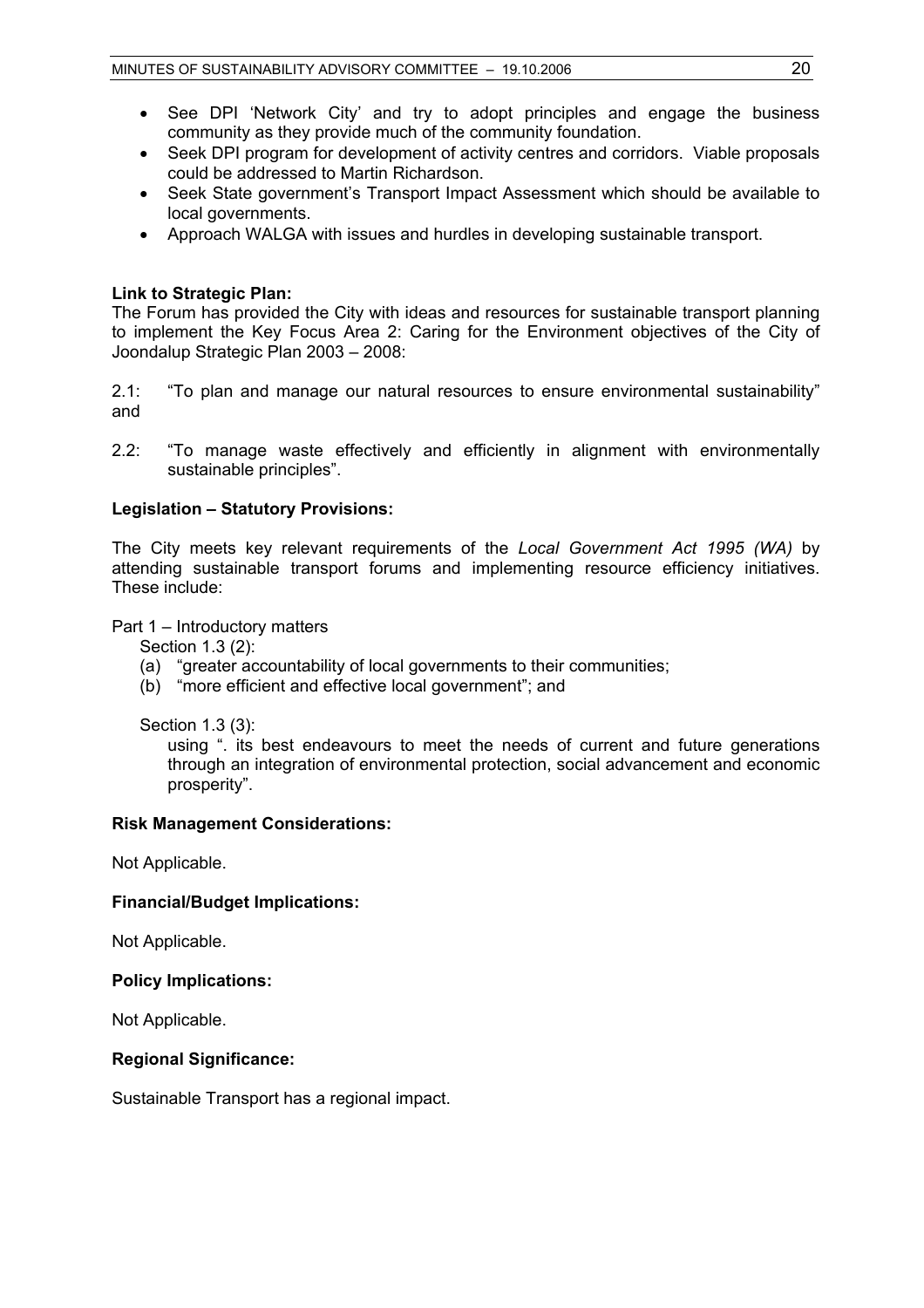- See DPI 'Network City' and try to adopt principles and engage the business community as they provide much of the community foundation.
- Seek DPI program for development of activity centres and corridors. Viable proposals could be addressed to Martin Richardson.
- Seek State government's Transport Impact Assessment which should be available to local governments.
- Approach WALGA with issues and hurdles in developing sustainable transport.

**Link to Strategic Plan:**

The Forum has provided the City with ideas and resources for sustainable transport planning to implement the Key Focus Area 2: Caring for the Environment objectives of the City of Joondalup Strategic Plan 2003 – 2008:

2.1: "To plan and manage our natural resources to ensure environmental sustainability" and

2.2: "To manage waste effectively and efficiently in alignment with environmentally sustainable principles".

**Legislation – Statutory Provisions:**

The City meets key relevant requirements of the *Local Government Act 1995 (WA)* by attending sustainable transport forums and implementing resource efficiency initiatives. These include:

Part 1 – Introductory matters

Section 1.3 (2):

(a) "greater accountability of local governments to their communities;
(b) "more efficient and effective local government"; and

Section 1.3 (3):

using ". its best endeavours to meet the needs of current and future generations through an integration of environmental protection, social advancement and economic prosperity".

**Risk Management Considerations:**

Not Applicable.

**Financial/Budget Implications:**

Not Applicable.

**Policy Implications:**

Not Applicable.

**Regional Significance:**

Sustainable Transport has a regional impact.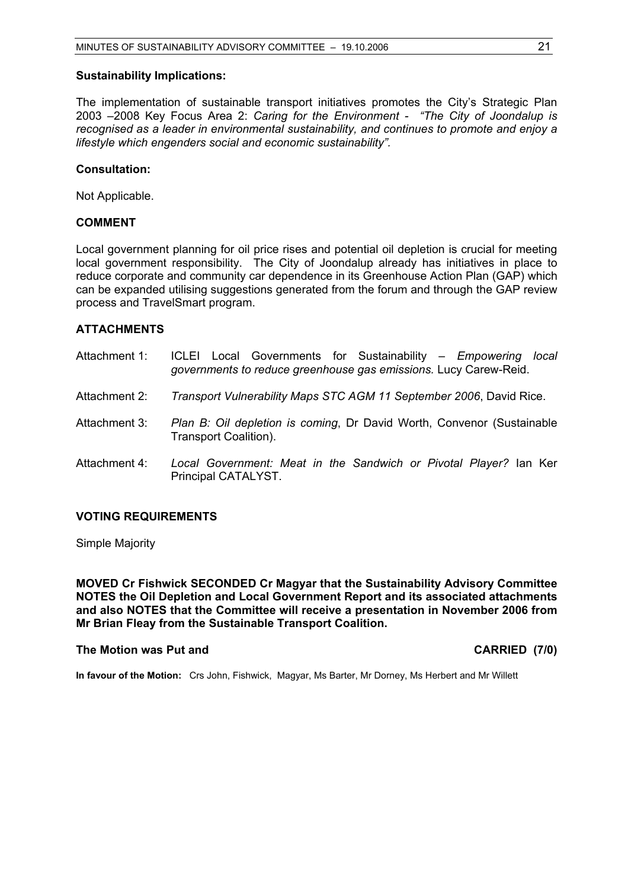**Sustainability Implications:**

The implementation of sustainable transport initiatives promotes the City's Strategic Plan 2003 –2008 Key Focus Area 2: *Caring for the Environment - "The City of Joondalup is recognised as a leader in environmental sustainability, and continues to promote and enjoy a lifestyle which engenders social and economic sustainability".*

**Consultation:**

Not Applicable.

**COMMENT**

Local government planning for oil price rises and potential oil depletion is crucial for meeting local government responsibility. The City of Joondalup already has initiatives in place to reduce corporate and community car dependence in its Greenhouse Action Plan (GAP) which can be expanded utilising suggestions generated from the forum and through the GAP review process and TravelSmart program.

**ATTACHMENTS**

Attachment 1: ICLEI Local Governments for Sustainability – *Empowering local governments to reduce greenhouse gas emissions.* Lucy Carew-Reid.

Attachment 2: *Transport Vulnerability Maps STC AGM 11 September 2006*, David Rice.

Attachment 3: *Plan B: Oil depletion is coming*, Dr David Worth, Convenor (Sustainable Transport Coalition).

Attachment 4: *Local Government: Meat in the Sandwich or Pivotal Player?* Ian Ker Principal CATALYST.

**VOTING REQUIREMENTS**

Simple Majority

**MOVED Cr Fishwick SECONDED Cr Magyar that the Sustainability Advisory Committee NOTES the Oil Depletion and Local Government Report and its associated attachments and also NOTES that the Committee will receive a presentation in November 2006 from Mr Brian Fleay from the Sustainable Transport Coalition.**

**The Motion was Put and CARRIED (7/0)**

**In favour of the Motion:** Crs John, Fishwick, Magyar, Ms Barter, Mr Dorney, Ms Herbert and Mr Willett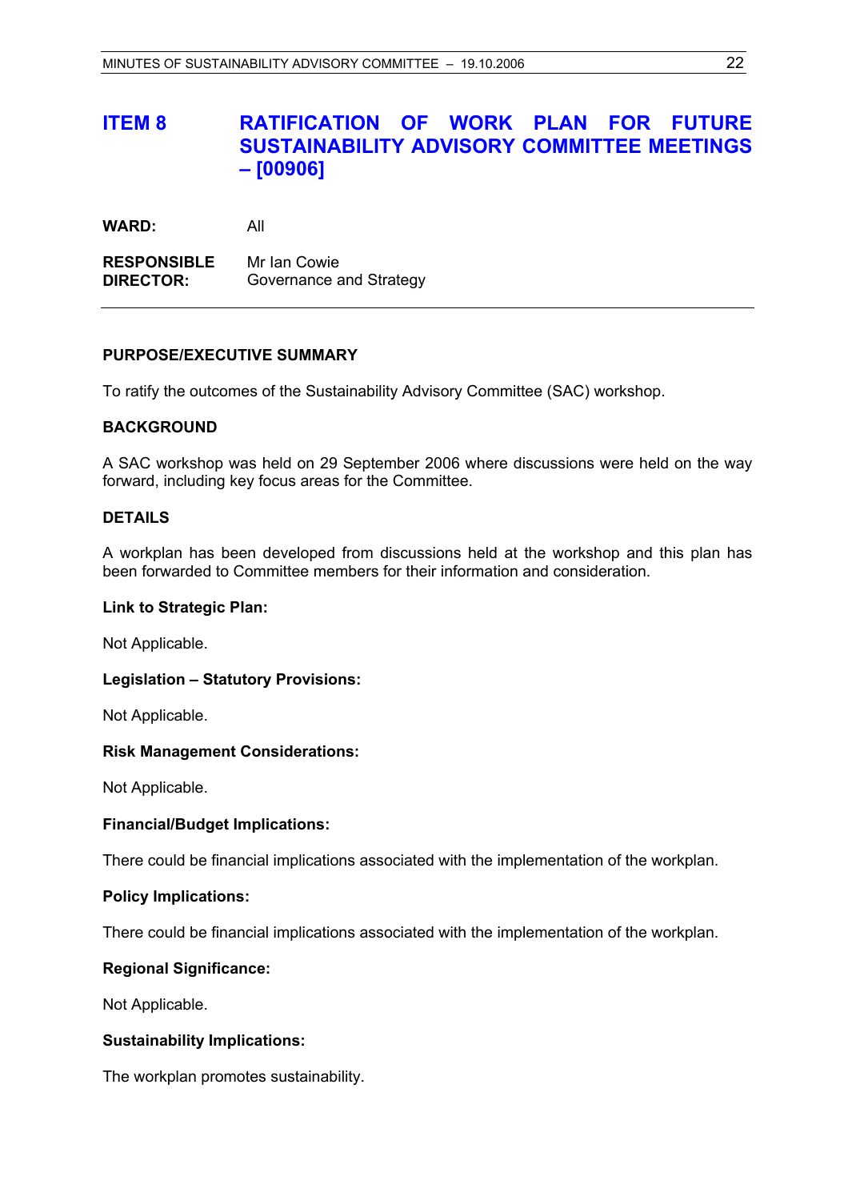# ITEM 8 RATIFICATION OF WORK PLAN FOR FUTURE SUSTAINABILITY ADVISORY COMMITTEE MEETINGS – [00906]

**WARD:** All

**RESPONSIBLE DIRECTOR:** Mr Ian Cowie
Governance and Strategy

---

**PURPOSE/EXECUTIVE SUMMARY**

To ratify the outcomes of the Sustainability Advisory Committee (SAC) workshop.

**BACKGROUND**

A SAC workshop was held on 29 September 2006 where discussions were held on the way forward, including key focus areas for the Committee.

**DETAILS**

A workplan has been developed from discussions held at the workshop and this plan has been forwarded to Committee members for their information and consideration.

**Link to Strategic Plan:**

Not Applicable.

**Legislation – Statutory Provisions:**

Not Applicable.

**Risk Management Considerations:**

Not Applicable.

**Financial/Budget Implications:**

There could be financial implications associated with the implementation of the workplan.

**Policy Implications:**

There could be financial implications associated with the implementation of the workplan.

**Regional Significance:**

Not Applicable.

**Sustainability Implications:**

The workplan promotes sustainability.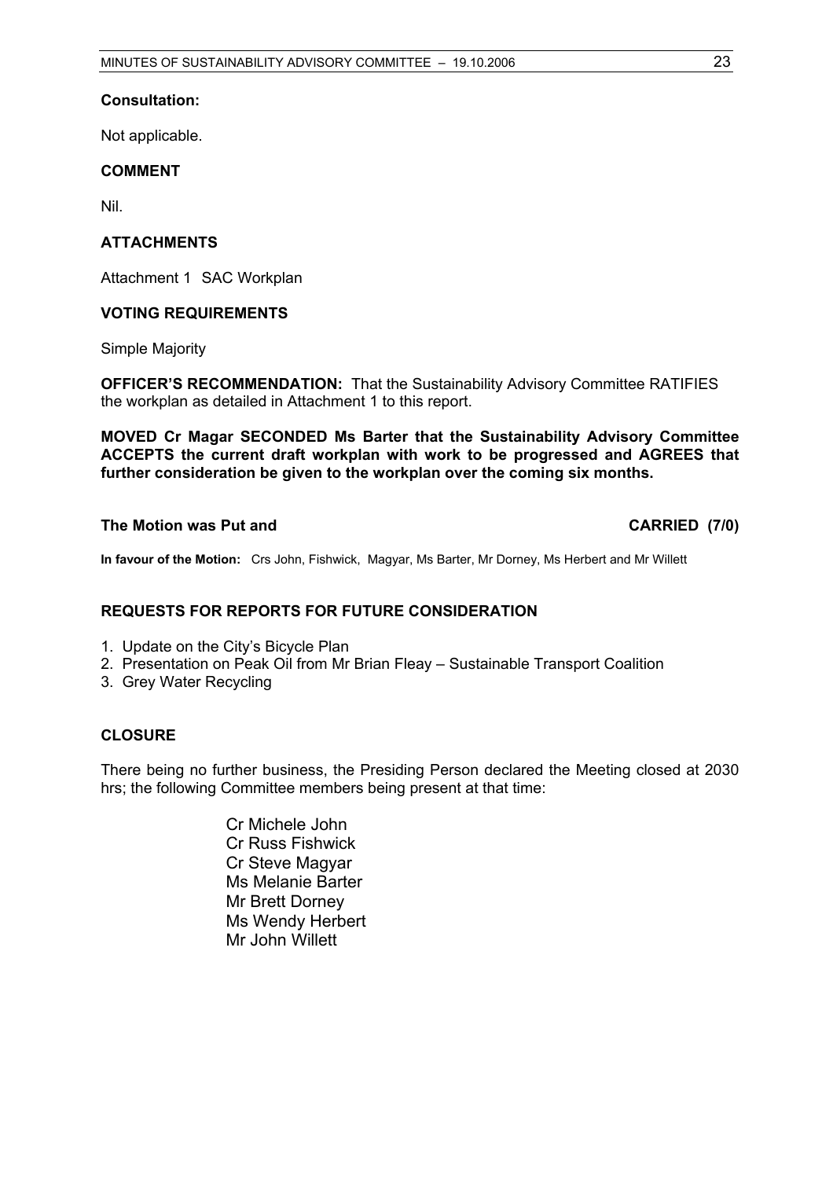**Consultation:**

Not applicable.

**COMMENT**

Nil.

**ATTACHMENTS**

Attachment 1 SAC Workplan

**VOTING REQUIREMENTS**

Simple Majority

**OFFICER'S RECOMMENDATION:** That the Sustainability Advisory Committee RATIFIES the workplan as detailed in Attachment 1 to this report.

**MOVED Cr Magar SECONDED Ms Barter that the Sustainability Advisory Committee ACCEPTS the current draft workplan with work to be progressed and AGREES that further consideration be given to the workplan over the coming six months.**

**The Motion was Put and CARRIED (7/0)**

**In favour of the Motion:** Crs John, Fishwick, Magyar, Ms Barter, Mr Dorney, Ms Herbert and Mr Willett

**REQUESTS FOR REPORTS FOR FUTURE CONSIDERATION**

1. Update on the City's Bicycle Plan
2. Presentation on Peak Oil from Mr Brian Fleay – Sustainable Transport Coalition
3. Grey Water Recycling

**CLOSURE**

There being no further business, the Presiding Person declared the Meeting closed at 2030 hrs; the following Committee members being present at that time:

Cr Michele John
Cr Russ Fishwick
Cr Steve Magyar
Ms Melanie Barter
Mr Brett Dorney
Ms Wendy Herbert
Mr John Willett